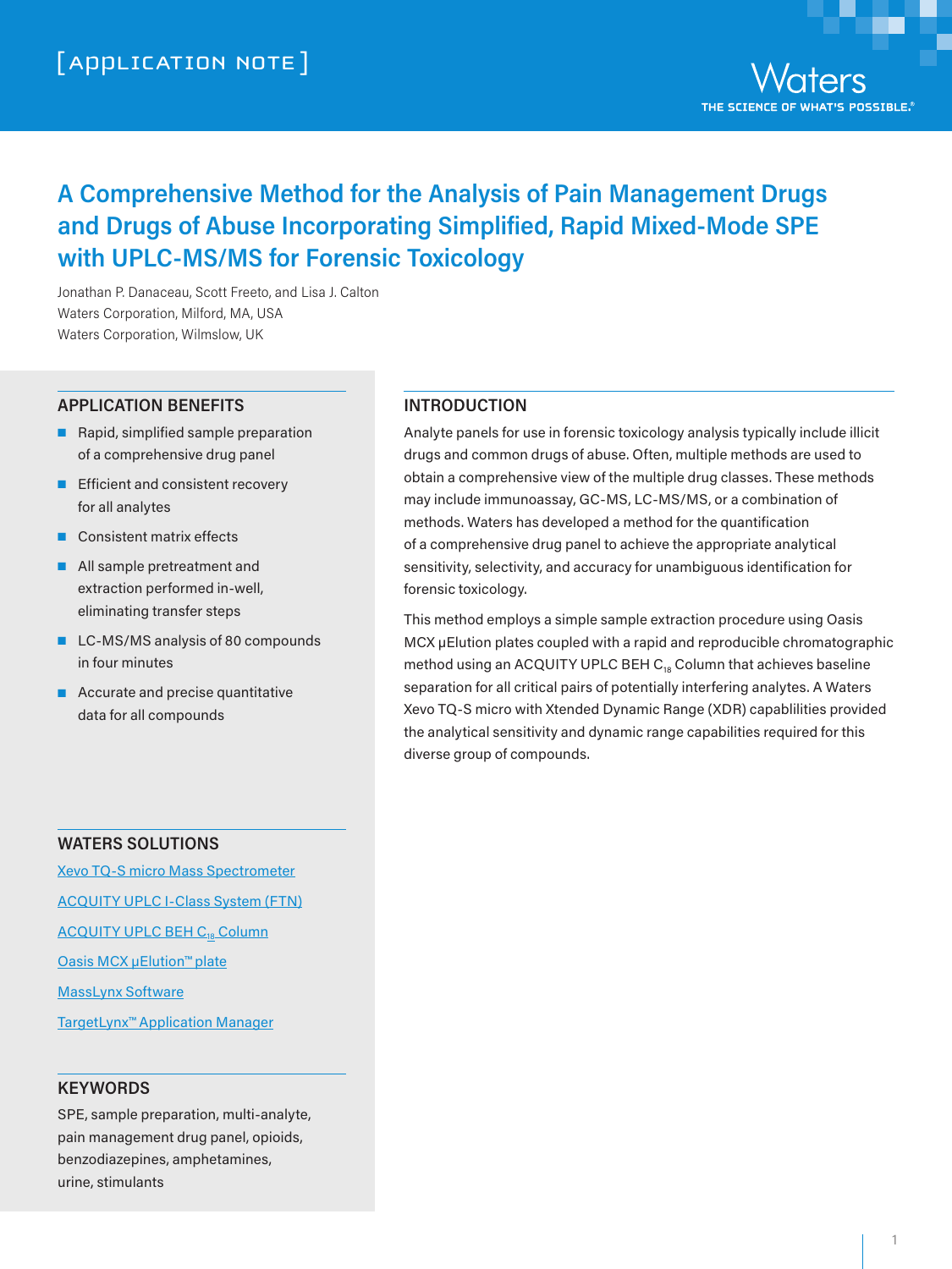[APPLICATION NOTE]

# A Comprehensive Method for the Analysis of Pain Management Drugs and Drugs of Abuse Incorporating Simplified, Rapid Mixed-Mode SPE with UPLC-MS/MS for Forensic Toxicology

Jonathan P. Danaceau, Scott Freeto, and Lisa J. Calton
Waters Corporation, Milford, MA, USA
Waters Corporation, Wilmslow, UK

## APPLICATION BENEFITS

- Rapid, simplified sample preparation of a comprehensive drug panel
- Efficient and consistent recovery for all analytes
- Consistent matrix effects
- All sample pretreatment and extraction performed in-well, eliminating transfer steps
- LC-MS/MS analysis of 80 compounds in four minutes
- Accurate and precise quantitative data for all compounds

## WATERS SOLUTIONS

Xevo TQ-S micro Mass Spectrometer

ACQUITY UPLC I-Class System (FTN)

ACQUITY UPLC BEH $C_{18}$ Column

Oasis MCX µElution™ plate

MassLynx Software

TargetLynx™ Application Manager

## KEYWORDS

SPE, sample preparation, multi-analyte, pain management drug panel, opioids, benzodiazepines, amphetamines, urine, stimulants

## INTRODUCTION

Analyte panels for use in forensic toxicology analysis typically include illicit drugs and common drugs of abuse. Often, multiple methods are used to obtain a comprehensive view of the multiple drug classes. These methods may include immunoassay, GC-MS, LC-MS/MS, or a combination of methods. Waters has developed a method for the quantification of a comprehensive drug panel to achieve the appropriate analytical sensitivity, selectivity, and accuracy for unambiguous identification for forensic toxicology.

This method employs a simple sample extraction procedure using Oasis MCX µElution plates coupled with a rapid and reproducible chromatographic method using an ACQUITY UPLC BEH $C_{18}$ Column that achieves baseline separation for all critical pairs of potentially interfering analytes. A Waters Xevo TQ-S micro with Xtended Dynamic Range (XDR) capablilities provided the analytical sensitivity and dynamic range capabilities required for this diverse group of compounds.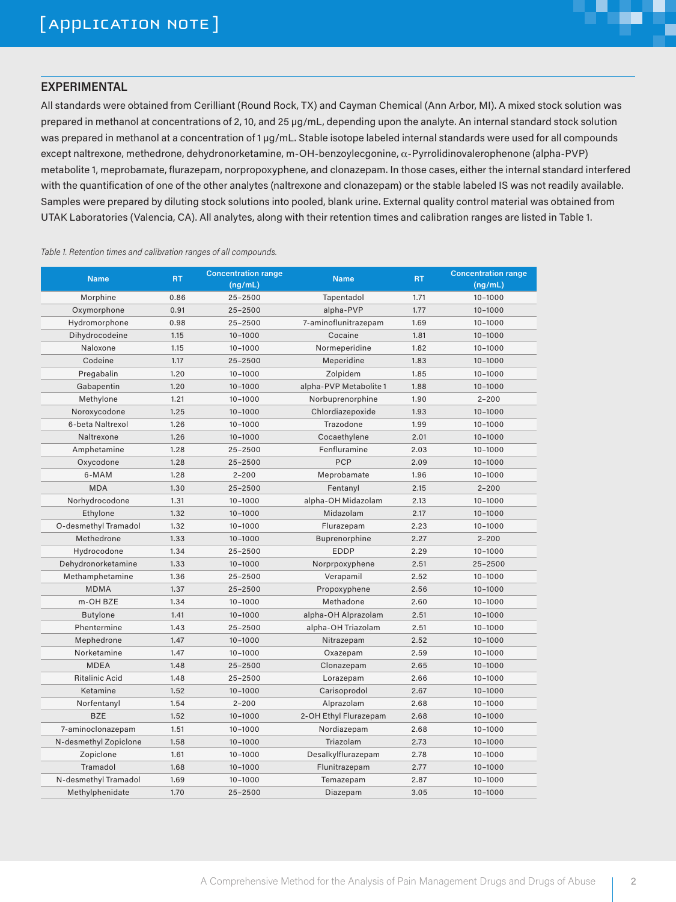## EXPERIMENTAL

All standards were obtained from Cerilliant (Round Rock, TX) and Cayman Chemical (Ann Arbor, MI). A mixed stock solution was prepared in methanol at concentrations of 2, 10, and 25 µg/mL, depending upon the analyte. An internal standard stock solution was prepared in methanol at a concentration of 1 µg/mL. Stable isotope labeled internal standards were used for all compounds except naltrexone, methedrone, dehydronorketamine, m-OH-benzoylecgonine, α-Pyrrolidinovalerophenone (alpha-PVP) metabolite 1, meprobamate, flurazepam, norpropoxyphene, and clonazepam. In those cases, either the internal standard interfered with the quantification of one of the other analytes (naltrexone and clonazepam) or the stable labeled IS was not readily available. Samples were prepared by diluting stock solutions into pooled, blank urine. External quality control material was obtained from UTAK Laboratories (Valencia, CA). All analytes, along with their retention times and calibration ranges are listed in Table 1.

*Table 1. Retention times and calibration ranges of all compounds.*

| Name | RT | Concentration range (ng/mL) | Name | RT | Concentration range (ng/mL) |
|---|---|---|---|---|---|
| Morphine | 0.86 | 25–2500 | Tapentadol | 1.71 | 10–1000 |
| Oxymorphone | 0.91 | 25–2500 | alpha-PVP | 1.77 | 10–1000 |
| Hydromorphone | 0.98 | 25–2500 | 7-aminoflunitrazepam | 1.69 | 10–1000 |
| Dihydrocodeine | 1.15 | 10–1000 | Cocaine | 1.81 | 10–1000 |
| Naloxone | 1.15 | 10–1000 | Normeperidine | 1.82 | 10–1000 |
| Codeine | 1.17 | 25–2500 | Meperidine | 1.83 | 10–1000 |
| Pregabalin | 1.20 | 10–1000 | Zolpidem | 1.85 | 10–1000 |
| Gabapentin | 1.20 | 10–1000 | alpha-PVP Metabolite 1 | 1.88 | 10–1000 |
| Methylone | 1.21 | 10–1000 | Norbuprenorphine | 1.90 | 2–200 |
| Noroxycodone | 1.25 | 10–1000 | Chlordiazepoxide | 1.93 | 10–1000 |
| 6-beta Naltrexol | 1.26 | 10–1000 | Trazodone | 1.99 | 10–1000 |
| Naltrexone | 1.26 | 10–1000 | Cocaethylene | 2.01 | 10–1000 |
| Amphetamine | 1.28 | 25–2500 | Fenfluramine | 2.03 | 10–1000 |
| Oxycodone | 1.28 | 25–2500 | PCP | 2.09 | 10–1000 |
| 6-MAM | 1.28 | 2–200 | Meprobamate | 1.96 | 10–1000 |
| MDA | 1.30 | 25–2500 | Fentanyl | 2.15 | 2–200 |
| Norhydrocodone | 1.31 | 10–1000 | alpha-OH Midazolam | 2.13 | 10–1000 |
| Ethylone | 1.32 | 10–1000 | Midazolam | 2.17 | 10–1000 |
| O-desmethyl Tramadol | 1.32 | 10–1000 | Flurazepam | 2.23 | 10–1000 |
| Methedrone | 1.33 | 10–1000 | Buprenorphine | 2.27 | 2–200 |
| Hydrocodone | 1.34 | 25–2500 | EDDP | 2.29 | 10–1000 |
| Dehydronorketamine | 1.33 | 10–1000 | Norprpoxyphene | 2.51 | 25–2500 |
| Methamphetamine | 1.36 | 25–2500 | Verapamil | 2.52 | 10–1000 |
| MDMA | 1.37 | 25–2500 | Propoxyphene | 2.56 | 10–1000 |
| m-OH BZE | 1.34 | 10–1000 | Methadone | 2.60 | 10–1000 |
| Butylone | 1.41 | 10–1000 | alpha-OH Alprazolam | 2.51 | 10–1000 |
| Phentermine | 1.43 | 25–2500 | alpha-OH Triazolam | 2.51 | 10–1000 |
| Mephedrone | 1.47 | 10–1000 | Nitrazepam | 2.52 | 10–1000 |
| Norketamine | 1.47 | 10–1000 | Oxazepam | 2.59 | 10–1000 |
| MDEA | 1.48 | 25–2500 | Clonazepam | 2.65 | 10–1000 |
| Ritalinic Acid | 1.48 | 25–2500 | Lorazepam | 2.66 | 10–1000 |
| Ketamine | 1.52 | 10–1000 | Carisoprodol | 2.67 | 10–1000 |
| Norfentanyl | 1.54 | 2–200 | Alprazolam | 2.68 | 10–1000 |
| BZE | 1.52 | 10–1000 | 2-OH Ethyl Flurazepam | 2.68 | 10–1000 |
| 7-aminoclonazepam | 1.51 | 10–1000 | Nordiazepam | 2.68 | 10–1000 |
| N-desmethyl Zopiclone | 1.58 | 10–1000 | Triazolam | 2.73 | 10–1000 |
| Zopiclone | 1.61 | 10–1000 | Desalkylflurazepam | 2.78 | 10–1000 |
| Tramadol | 1.68 | 10–1000 | Flunitrazepam | 2.77 | 10–1000 |
| N-desmethyl Tramadol | 1.69 | 10–1000 | Temazepam | 2.87 | 10–1000 |
| Methylphenidate | 1.70 | 25–2500 | Diazepam | 3.05 | 10–1000 |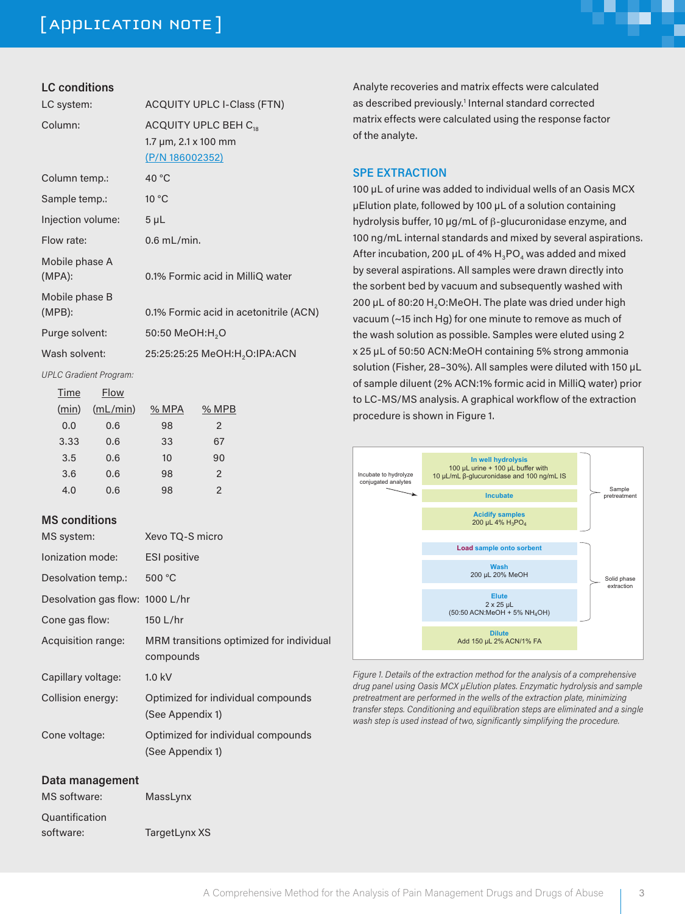## LC conditions

| | |
|---|---|
| LC system: | ACQUITY UPLC I-Class (FTN) |
| Column: | ACQUITY UPLC BEH $C_{18}$ 1.7 µm, 2.1 x 100 mm (P/N 186002352) |
| Column temp.: | 40 °C |
| Sample temp.: | 10 °C |
| Injection volume: | 5 µL |
| Flow rate: | 0.6 mL/min. |
| Mobile phase A (MPA): | 0.1% Formic acid in MilliQ water |
| Mobile phase B (MPB): | 0.1% Formic acid in acetonitrile (ACN) |
| Purge solvent: | 50:50 MeOH:$H_2O$ |
| Wash solvent: | 25:25:25:25 MeOH:$H_2O$:IPA:ACN |

*UPLC Gradient Program:*

| Time (min) | Flow (mL/min) | % MPA | % MPB |
|---|---|---|---|
| 0.0 | 0.6 | 98 | 2 |
| 3.33 | 0.6 | 33 | 67 |
| 3.5 | 0.6 | 10 | 90 |
| 3.6 | 0.6 | 98 | 2 |
| 4.0 | 0.6 | 98 | 2 |

## MS conditions

| | |
|---|---|
| MS system: | Xevo TQ-S micro |
| Ionization mode: | ESI positive |
| Desolvation temp.: | 500 °C |
| Desolvation gas flow: | 1000 L/hr |
| Cone gas flow: | 150 L/hr |
| Acquisition range: | MRM transitions optimized for individual compounds |
| Capillary voltage: | 1.0 kV |
| Collision energy: | Optimized for individual compounds (See Appendix 1) |
| Cone voltage: | Optimized for individual compounds (See Appendix 1) |

## Data management

| | |
|---|---|
| MS software: | MassLynx |
| Quantification software: | TargetLynx XS |

Analyte recoveries and matrix effects were calculated as described previously.[1] Internal standard corrected matrix effects were calculated using the response factor of the analyte.

## SPE EXTRACTION

100 µL of urine was added to individual wells of an Oasis MCX µElution plate, followed by 100 µL of a solution containing hydrolysis buffer, 10 µg/mL of β-glucuronidase enzyme, and 100 ng/mL internal standards and mixed by several aspirations. After incubation, 200 µL of 4% $H_3PO_4$ was added and mixed by several aspirations. All samples were drawn directly into the sorbent bed by vacuum and subsequently washed with 200 µL of 80:20 $H_2O$:MeOH. The plate was dried under high vacuum (~15 inch Hg) for one minute to remove as much of the wash solution as possible. Samples were eluted using 2 x 25 µL of 50:50 ACN:MeOH containing 5% strong ammonia solution (Fisher, 28–30%). All samples were diluted with 150 µL of sample diluent (2% ACN:1% formic acid in MilliQ water) prior to LC-MS/MS analysis. A graphical workflow of the extraction procedure is shown in Figure 1.

Incubate to hydrolyze conjugated analytes

**In well hydrolysis**
100 µL urine + 100 µL buffer with 10 µL/mL β-glucuronidase and 100 ng/mL IS

**Incubate**

**Acidify samples**
200 µL 4% $H_3PO_4$

Sample pretreatment

**Load sample onto sorbent**

**Wash**
200 µL 20% MeOH

**Elute**
2 x 25 µL
(50:50 ACN:MeOH + 5% $NH_4OH$)

Solid phase extraction

**Dilute**
Add 150 µL 2% ACN/1% FA

*Figure 1. Details of the extraction method for the analysis of a comprehensive drug panel using Oasis MCX µElution plates. Enzymatic hydrolysis and sample pretreatment are performed in the wells of the extraction plate, minimizing transfer steps. Conditioning and equilibration steps are eliminated and a single wash step is used instead of two, significantly simplifying the procedure.*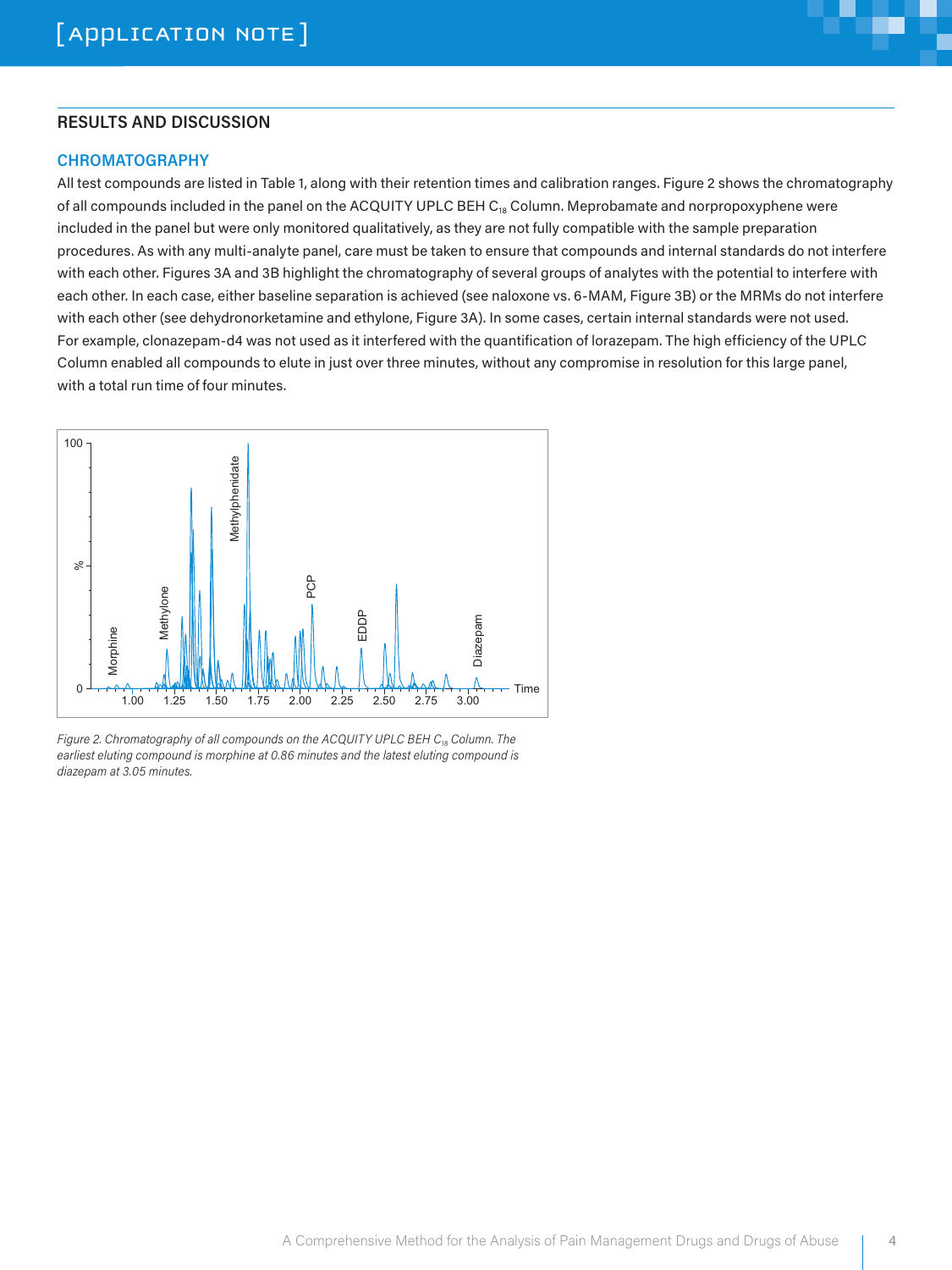## RESULTS AND DISCUSSION

### CHROMATOGRAPHY

All test compounds are listed in Table 1, along with their retention times and calibration ranges. Figure 2 shows the chromatography of all compounds included in the panel on the ACQUITY UPLC BEH $C_{18}$ Column. Meprobamate and norpropoxyphene were included in the panel but were only monitored qualitatively, as they are not fully compatible with the sample preparation procedures. As with any multi-analyte panel, care must be taken to ensure that compounds and internal standards do not interfere with each other. Figures 3A and 3B highlight the chromatography of several groups of analytes with the potential to interfere with each other. In each case, either baseline separation is achieved (see naloxone vs. 6-MAM, Figure 3B) or the MRMs do not interfere with each other (see dehydronorketamine and ethylone, Figure 3A). In some cases, certain internal standards were not used. For example, clonazepam-d4 was not used as it interfered with the quantification of lorazepam. The high efficiency of the UPLC Column enabled all compounds to elute in just over three minutes, without any compromise in resolution for this large panel, with a total run time of four minutes.

*Figure 2. Chromatography of all compounds on the ACQUITY UPLC BEH $C_{18}$ Column. The earliest eluting compound is morphine at 0.86 minutes and the latest eluting compound is diazepam at 3.05 minutes.*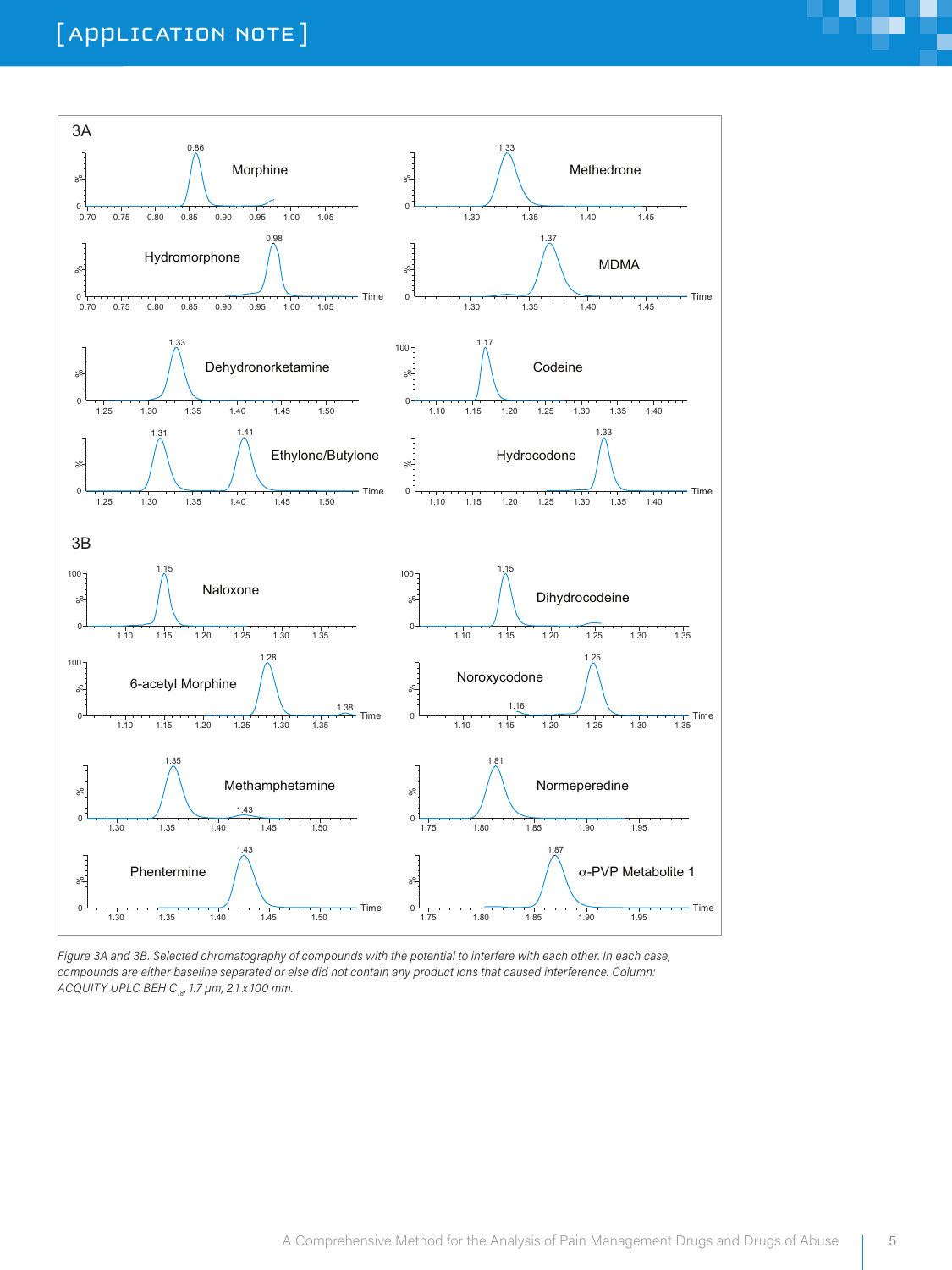3A

0.86
Morphine
0
0.70 0.75 0.80 0.85 0.90 0.95 1.00 1.05

1.33
Methedrone
0
1.30 1.35 1.40 1.45

0.98
Hydromorphone
0
0.70 0.75 0.80 0.85 0.90 0.95 1.00 1.05 Time

1.37
MDMA
0
1.30 1.35 1.40 1.45 Time

1.33
Dehydronorketamine
0
1.25 1.30 1.35 1.40 1.45 1.50

100
1.17
Codeine
0
1.10 1.15 1.20 1.25 1.30 1.35 1.40

1.31 1.41
Ethylone/Butylone
0
1.25 1.30 1.35 1.40 1.45 1.50 Time

1.33
Hydrocodone
0
1.10 1.15 1.20 1.25 1.30 1.35 1.40 Time

3B

100
1.15
Naloxone
0
1.10 1.15 1.20 1.25 1.30 1.35

100
1.15
Dihydrocodeine
0
1.10 1.15 1.20 1.25 1.30 1.35

100
1.28
6-acetyl Morphine
1.38
0
1.10 1.15 1.20 1.25 1.30 1.35 Time

1.25
Noroxycodone
1.16
0
1.10 1.15 1.20 1.25 1.30 1.35 Time

1.35
Methamphetamine
1.43
0
1.30 1.35 1.40 1.45 1.50

1.81
Normeperedine
0
1.75 1.80 1.85 1.90 1.95

1.43
Phentermine
0
1.30 1.35 1.40 1.45 1.50 Time

1.87
α-PVP Metabolite 1
0
1.75 1.80 1.85 1.90 1.95 Time

*Figure 3A and 3B. Selected chromatography of compounds with the potential to interfere with each other. In each case, compounds are either baseline separated or else did not contain any product ions that caused interference. Column: ACQUITY UPLC BEH $C_{18}$, 1.7 µm, 2.1 x 100 mm.*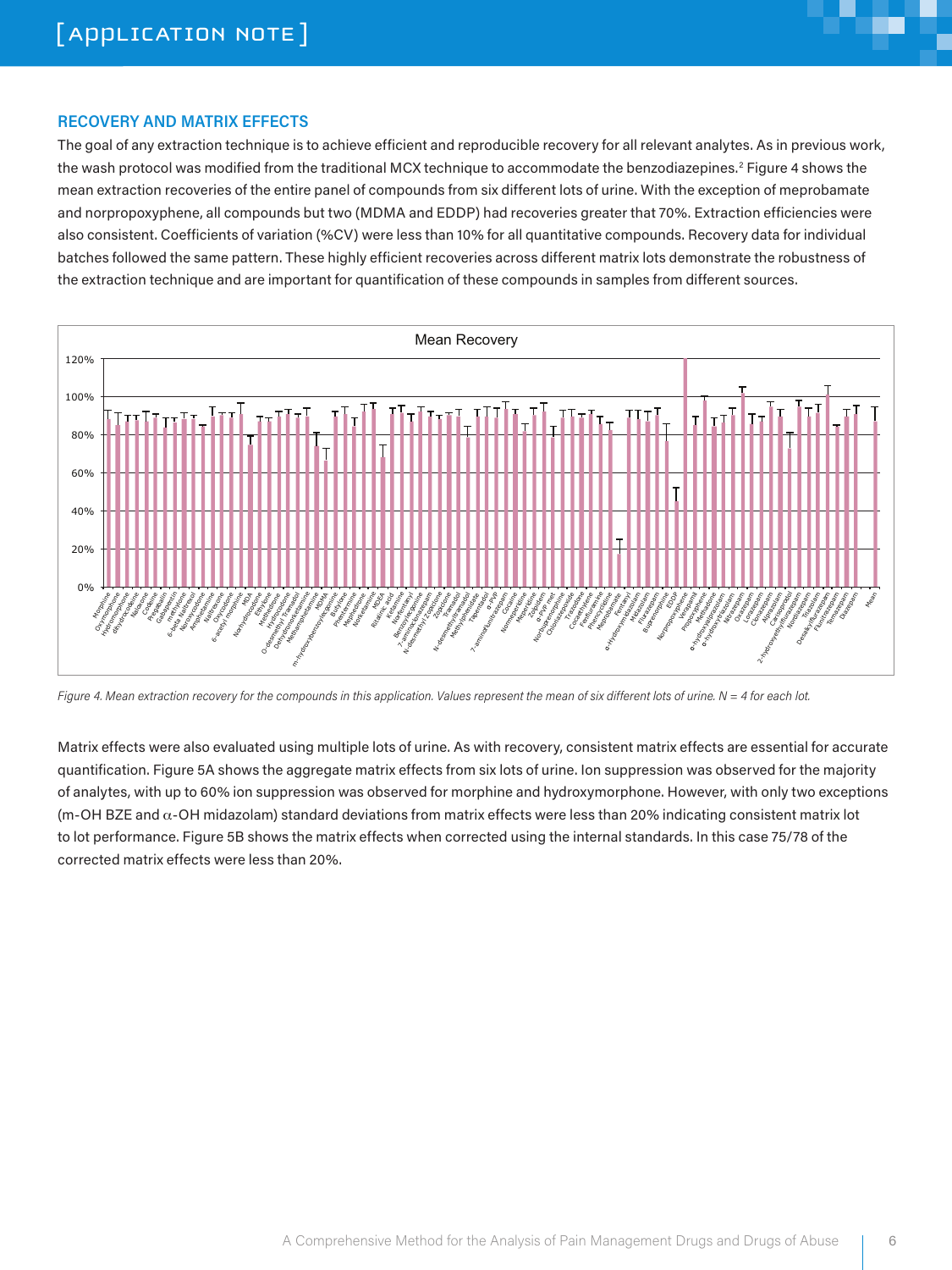## RECOVERY AND MATRIX EFFECTS

The goal of any extraction technique is to achieve efficient and reproducible recovery for all relevant analytes. As in previous work, the wash protocol was modified from the traditional MCX technique to accommodate the benzodiazepines.[2] Figure 4 shows the mean extraction recoveries of the entire panel of compounds from six different lots of urine. With the exception of meprobamate and norpropoxyphene, all compounds but two (MDMA and EDDP) had recoveries greater that 70%. Extraction efficiencies were also consistent. Coefficients of variation (%CV) were less than 10% for all quantitative compounds. Recovery data for individual batches followed the same pattern. These highly efficient recoveries across different matrix lots demonstrate the robustness of the extraction technique and are important for quantification of these compounds in samples from different sources.

*Figure 4. Mean extraction recovery for the compounds in this application. Values represent the mean of six different lots of urine. N = 4 for each lot.*

Matrix effects were also evaluated using multiple lots of urine. As with recovery, consistent matrix effects are essential for accurate quantification. Figure 5A shows the aggregate matrix effects from six lots of urine. Ion suppression was observed for the majority of analytes, with up to 60% ion suppression was observed for morphine and hydroxymorphone. However, with only two exceptions (m-OH BZE and α-OH midazolam) standard deviations from matrix effects were less than 20% indicating consistent matrix lot to lot performance. Figure 5B shows the matrix effects when corrected using the internal standards. In this case 75/78 of the corrected matrix effects were less than 20%.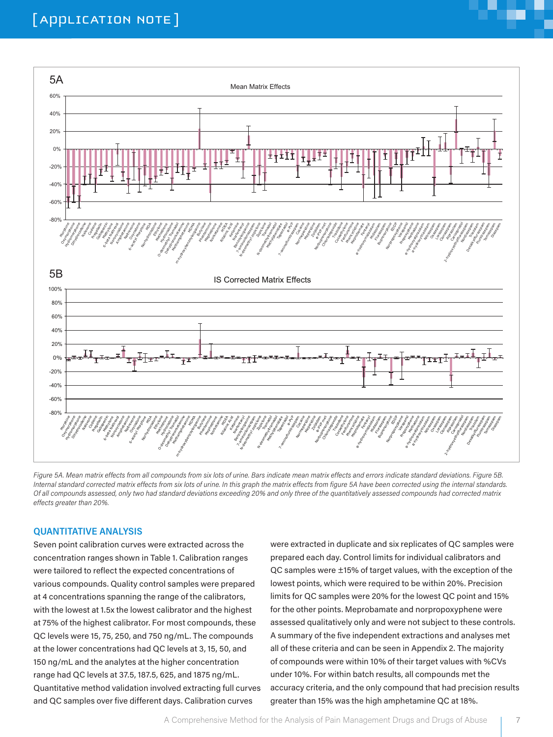5A

Mean Matrix Effects

60%
40%
20%
0%
-20%
-40%
-60%
-80%

Morphine, Oxymorphone, Hydromorphone, Dihydrocodeine, Naloxone, Codeine, Pregabalin, Gabapentin, Methylone, 6-beta Naltrexol, Noroxycodone, Amphetamine, Naltrexone, Oxycodone, 6-acetyl Morphine, MDA, Norhydrocodone, Ephedrine, Methedrone, Hydrocodone, O-desmethyl Tramadol, Dehydronorketamine, Methamphetamine, MDMA, m-hydroxybenzoylecgonine, Butylone, Phentermine, Mephedrone, Norketamine, MDEA, Ritalinic Acid, Ketamine, Norfentanyl, Benzoylecgonine, 7-aminoclonazepam, N-desmethyl zopiclone, Zopiclone, Tramadol, N-desmethyltramadol, Methylphenidate, Tapentadol, α-PVP, 7-aminoflunitrazepam, Cocaine, Normeperidine, Meperidine, Zolpidem, α-PVP met, Norbuprenorphine, Chlordiazepoxide, Trazodone, Cyclobenzaprine, Fenfluramine, Phencyclidine, Meprobamate, Fentanyl, α-hydroxymidazolam, Midazolam, Flurazepam, Buprenorphine, EDDP, Norpropoxyphene, Verapamil, Propoxyphene, Methadone, α-hydroxyalprazolam, α-hydroxytriazolam, Nitrazepam, Oxazepam, Lorazepam, Clonazepam, Alprazolam, Carisoprodol, 2-hydroxyethylflurazepam, Nordiazepam, Triazolam, Desalkylflurazepam, Flunitrazepam, Temazepam, Diazepam

5B

IS Corrected Matrix Effects

100%
80%
60%
40%
20%
0%
-20%
-40%
-60%
-80%

Morphine, Oxymorphone, Hydromorphone, Dihydrocodeine, Naloxone, Codeine, Pregabalin, Gabapentin, Methylone, 6-beta Naltrexol, Noroxycodone, Amphetamine, Naltrexone, Oxycodone, 6-acetyl Morphine, MDA, Norhydrocodone, Ephedrine, Methedrone, Hydrocodone, O-desmethyl Tramadol, Dehydronorketamine, Methamphetamine, MDMA, m-hydroxybenzoylecgonine, Butylone, Phentermine, Mephedrone, Norketamine, MDEA, Ritalinic Acid, Ketamine, Norfentanyl, Benzoylecgonine, 7-aminoclonazepam, N-desmethyl zopiclone, Zopiclone, Tramadol, N-desmethyltramadol, Methylphenidate, Tapentadol, α-PVP, 7-aminoflunitrazepam, Cocaine, Normeperidine, Meperidine, Zolpidem, α-PVP met, Norbuprenorphine, Chlordiazepoxide, Trazodone, Cyclobenzaprine, Fenfluramine, Phencyclidine, Meprobamate, Fentanyl, α-hydroxymidazolam, Midazolam, Flurazepam, Buprenorphine, EDDP, Norpropoxyphene, Verapamil, Propoxyphene, Methadone, α-hydroxyalprazolam, α-hydroxytriazolam, Nitrazepam, Oxazepam, Lorazepam, Clonazepam, Alprazolam, Carisoprodol, 2-hydroxyethylflurazepam, Nordiazepam, Triazolam, Desalkylflurazepam, Flunitrazepam, Temazepam, Diazepam

*Figure 5A. Mean matrix effects from all compounds from six lots of urine. Bars indicate mean matrix effects and errors indicate standard deviations. Figure 5B. Internal standard corrected matrix effects from six lots of urine. In this graph the matrix effects from figure 5A have been corrected using the internal standards. Of all compounds assessed, only two had standard deviations exceeding 20% and only three of the quantitatively assessed compounds had corrected matrix effects greater than 20%.*

## QUANTITATIVE ANALYSIS

Seven point calibration curves were extracted across the concentration ranges shown in Table 1. Calibration ranges were tailored to reflect the expected concentrations of various compounds. Quality control samples were prepared at 4 concentrations spanning the range of the calibrators, with the lowest at 1.5x the lowest calibrator and the highest at 75% of the highest calibrator. For most compounds, these QC levels were 15, 75, 250, and 750 ng/mL. The compounds at the lower concentrations had QC levels at 3, 15, 50, and 150 ng/mL and the analytes at the higher concentration range had QC levels at 37.5, 187.5, 625, and 1875 ng/mL. Quantitative method validation involved extracting full curves and QC samples over five different days. Calibration curves were extracted in duplicate and six replicates of QC samples were prepared each day. Control limits for individual calibrators and QC samples were ±15% of target values, with the exception of the lowest points, which were required to be within 20%. Precision limits for QC samples were 20% for the lowest QC point and 15% for the other points. Meprobamate and norpropoxyphene were assessed qualitatively only and were not subject to these controls. A summary of the five independent extractions and analyses met all of these criteria and can be seen in Appendix 2. The majority of compounds were within 10% of their target values with %CVs under 10%. For within batch results, all compounds met the accuracy criteria, and the only compound that had precision results greater than 15% was the high amphetamine QC at 18%.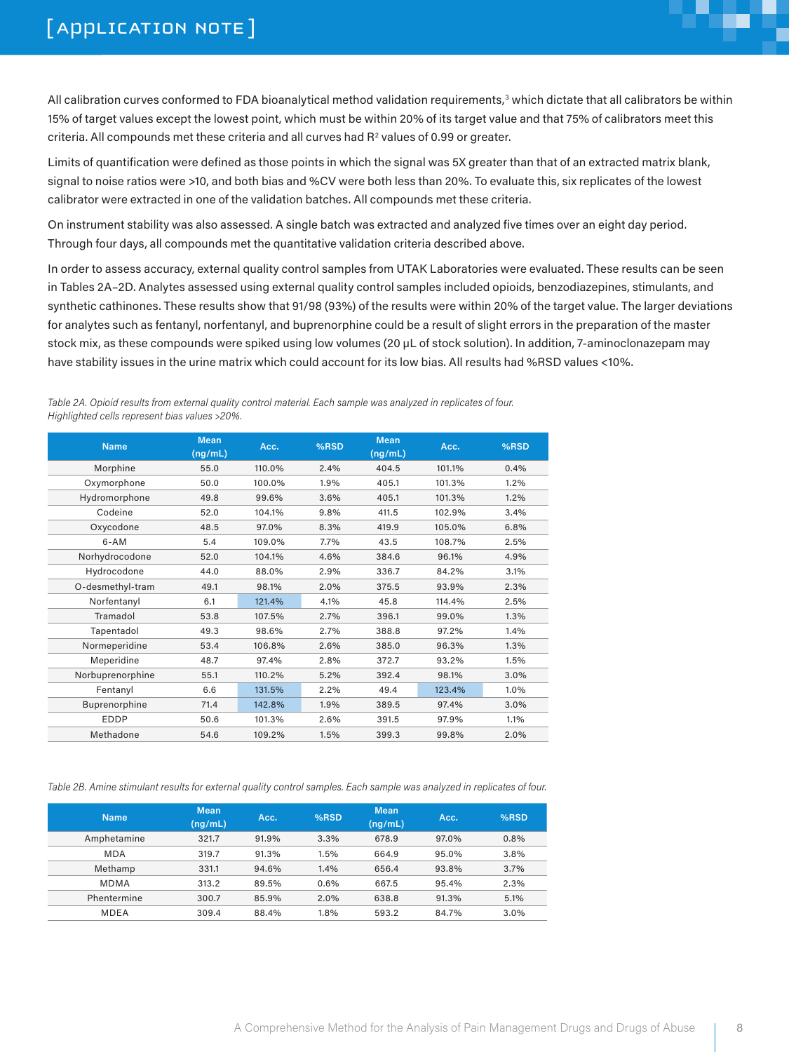All calibration curves conformed to FDA bioanalytical method validation requirements,[3] which dictate that all calibrators be within 15% of target values except the lowest point, which must be within 20% of its target value and that 75% of calibrators meet this criteria. All compounds met these criteria and all curves had $R^2$ values of 0.99 or greater.

Limits of quantification were defined as those points in which the signal was 5X greater than that of an extracted matrix blank, signal to noise ratios were >10, and both bias and %CV were both less than 20%. To evaluate this, six replicates of the lowest calibrator were extracted in one of the validation batches. All compounds met these criteria.

On instrument stability was also assessed. A single batch was extracted and analyzed five times over an eight day period. Through four days, all compounds met the quantitative validation criteria described above.

In order to assess accuracy, external quality control samples from UTAK Laboratories were evaluated. These results can be seen in Tables 2A–2D. Analytes assessed using external quality control samples included opioids, benzodiazepines, stimulants, and synthetic cathinones. These results show that 91/98 (93%) of the results were within 20% of the target value. The larger deviations for analytes such as fentanyl, norfentanyl, and buprenorphine could be a result of slight errors in the preparation of the master stock mix, as these compounds were spiked using low volumes (20 µL of stock solution). In addition, 7-aminoclonazepam may have stability issues in the urine matrix which could account for its low bias. All results had %RSD values <10%.

*Table 2A. Opioid results from external quality control material. Each sample was analyzed in replicates of four. Highlighted cells represent bias values >20%.*

| Name | Mean (ng/mL) | Acc. | %RSD | Mean (ng/mL) | Acc. | %RSD |
|---|---|---|---|---|---|---|
| Morphine | 55.0 | 110.0% | 2.4% | 404.5 | 101.1% | 0.4% |
| Oxymorphone | 50.0 | 100.0% | 1.9% | 405.1 | 101.3% | 1.2% |
| Hydromorphone | 49.8 | 99.6% | 3.6% | 405.1 | 101.3% | 1.2% |
| Codeine | 52.0 | 104.1% | 9.8% | 411.5 | 102.9% | 3.4% |
| Oxycodone | 48.5 | 97.0% | 8.3% | 419.9 | 105.0% | 6.8% |
| 6-AM | 5.4 | 109.0% | 7.7% | 43.5 | 108.7% | 2.5% |
| Norhydrocodone | 52.0 | 104.1% | 4.6% | 384.6 | 96.1% | 4.9% |
| Hydrocodone | 44.0 | 88.0% | 2.9% | 336.7 | 84.2% | 3.1% |
| O-desmethyl-tram | 49.1 | 98.1% | 2.0% | 375.5 | 93.9% | 2.3% |
| Norfentanyl | 6.1 | 121.4% | 4.1% | 45.8 | 114.4% | 2.5% |
| Tramadol | 53.8 | 107.5% | 2.7% | 396.1 | 99.0% | 1.3% |
| Tapentadol | 49.3 | 98.6% | 2.7% | 388.8 | 97.2% | 1.4% |
| Normeperidine | 53.4 | 106.8% | 2.6% | 385.0 | 96.3% | 1.3% |
| Meperidine | 48.7 | 97.4% | 2.8% | 372.7 | 93.2% | 1.5% |
| Norbuprenorphine | 55.1 | 110.2% | 5.2% | 392.4 | 98.1% | 3.0% |
| Fentanyl | 6.6 | 131.5% | 2.2% | 49.4 | 123.4% | 1.0% |
| Buprenorphine | 71.4 | 142.8% | 1.9% | 389.5 | 97.4% | 3.0% |
| EDDP | 50.6 | 101.3% | 2.6% | 391.5 | 97.9% | 1.1% |
| Methadone | 54.6 | 109.2% | 1.5% | 399.3 | 99.8% | 2.0% |

*Table 2B. Amine stimulant results for external quality control samples. Each sample was analyzed in replicates of four.*

| Name | Mean (ng/mL) | Acc. | %RSD | Mean (ng/mL) | Acc. | %RSD |
|---|---|---|---|---|---|---|
| Amphetamine | 321.7 | 91.9% | 3.3% | 678.9 | 97.0% | 0.8% |
| MDA | 319.7 | 91.3% | 1.5% | 664.9 | 95.0% | 3.8% |
| Methamp | 331.1 | 94.6% | 1.4% | 656.4 | 93.8% | 3.7% |
| MDMA | 313.2 | 89.5% | 0.6% | 667.5 | 95.4% | 2.3% |
| Phentermine | 300.7 | 85.9% | 2.0% | 638.8 | 91.3% | 5.1% |
| MDEA | 309.4 | 88.4% | 1.8% | 593.2 | 84.7% | 3.0% |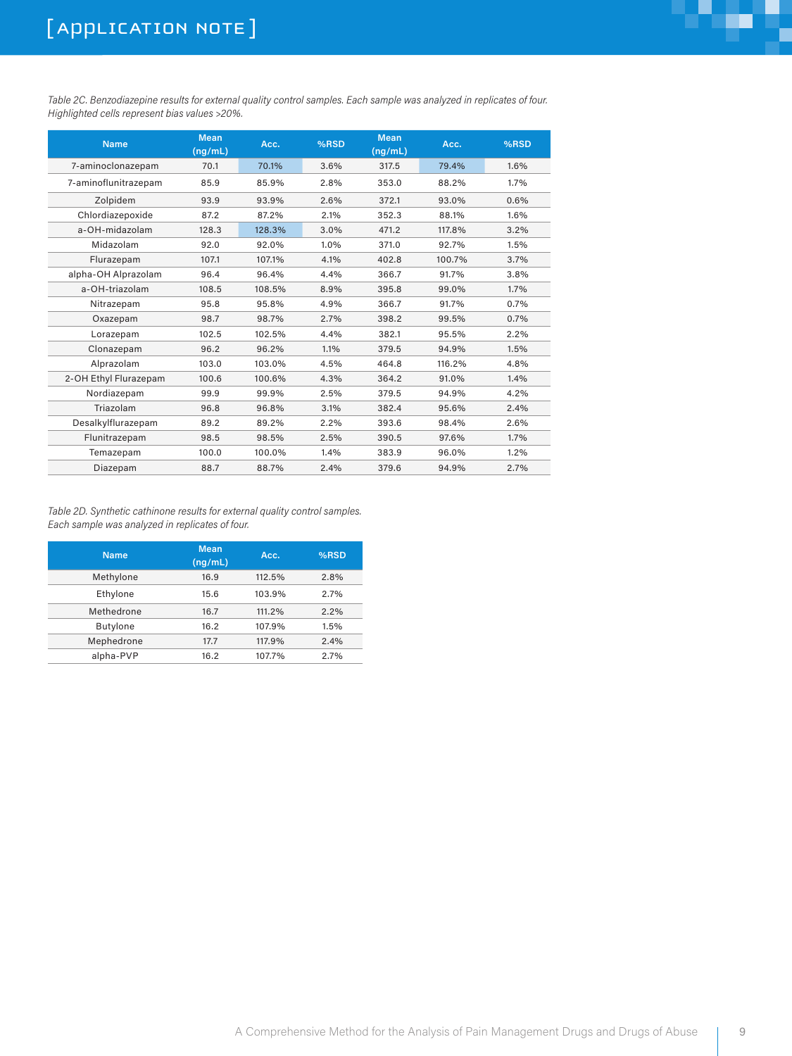*Table 2C. Benzodiazepine results for external quality control samples. Each sample was analyzed in replicates of four. Highlighted cells represent bias values >20%.*

| Name | Mean (ng/mL) | Acc. | %RSD | Mean (ng/mL) | Acc. | %RSD |
|---|---|---|---|---|---|---|
| 7-aminoclonazepam | 70.1 | 70.1% | 3.6% | 317.5 | 79.4% | 1.6% |
| 7-aminoflunitrazepam | 85.9 | 85.9% | 2.8% | 353.0 | 88.2% | 1.7% |
| Zolpidem | 93.9 | 93.9% | 2.6% | 372.1 | 93.0% | 0.6% |
| Chlordiazepoxide | 87.2 | 87.2% | 2.1% | 352.3 | 88.1% | 1.6% |
| a-OH-midazolam | 128.3 | 128.3% | 3.0% | 471.2 | 117.8% | 3.2% |
| Midazolam | 92.0 | 92.0% | 1.0% | 371.0 | 92.7% | 1.5% |
| Flurazepam | 107.1 | 107.1% | 4.1% | 402.8 | 100.7% | 3.7% |
| alpha-OH Alprazolam | 96.4 | 96.4% | 4.4% | 366.7 | 91.7% | 3.8% |
| a-OH-triazolam | 108.5 | 108.5% | 8.9% | 395.8 | 99.0% | 1.7% |
| Nitrazepam | 95.8 | 95.8% | 4.9% | 366.7 | 91.7% | 0.7% |
| Oxazepam | 98.7 | 98.7% | 2.7% | 398.2 | 99.5% | 0.7% |
| Lorazepam | 102.5 | 102.5% | 4.4% | 382.1 | 95.5% | 2.2% |
| Clonazepam | 96.2 | 96.2% | 1.1% | 379.5 | 94.9% | 1.5% |
| Alprazolam | 103.0 | 103.0% | 4.5% | 464.8 | 116.2% | 4.8% |
| 2-OH Ethyl Flurazepam | 100.6 | 100.6% | 4.3% | 364.2 | 91.0% | 1.4% |
| Nordiazepam | 99.9 | 99.9% | 2.5% | 379.5 | 94.9% | 4.2% |
| Triazolam | 96.8 | 96.8% | 3.1% | 382.4 | 95.6% | 2.4% |
| Desalkylflurazepam | 89.2 | 89.2% | 2.2% | 393.6 | 98.4% | 2.6% |
| Flunitrazepam | 98.5 | 98.5% | 2.5% | 390.5 | 97.6% | 1.7% |
| Temazepam | 100.0 | 100.0% | 1.4% | 383.9 | 96.0% | 1.2% |
| Diazepam | 88.7 | 88.7% | 2.4% | 379.6 | 94.9% | 2.7% |

*Table 2D. Synthetic cathinone results for external quality control samples. Each sample was analyzed in replicates of four.*

| Name | Mean (ng/mL) | Acc. | %RSD |
|---|---|---|---|
| Methylone | 16.9 | 112.5% | 2.8% |
| Ethylone | 15.6 | 103.9% | 2.7% |
| Methedrone | 16.7 | 111.2% | 2.2% |
| Butylone | 16.2 | 107.9% | 1.5% |
| Mephedrone | 17.7 | 117.9% | 2.4% |
| alpha-PVP | 16.2 | 107.7% | 2.7% |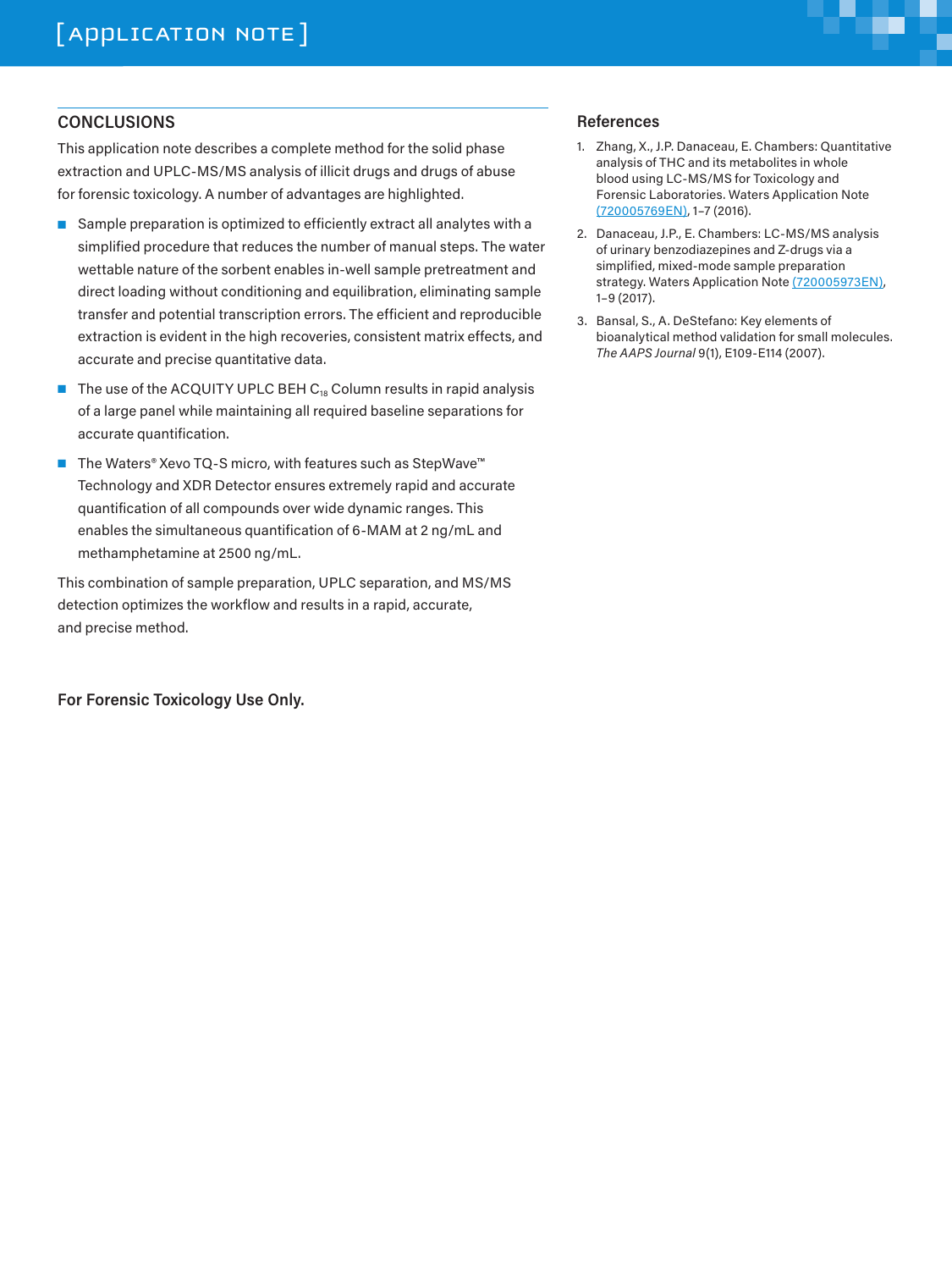## CONCLUSIONS

This application note describes a complete method for the solid phase extraction and UPLC-MS/MS analysis of illicit drugs and drugs of abuse for forensic toxicology. A number of advantages are highlighted.

- Sample preparation is optimized to efficiently extract all analytes with a simplified procedure that reduces the number of manual steps. The water wettable nature of the sorbent enables in-well sample pretreatment and direct loading without conditioning and equilibration, eliminating sample transfer and potential transcription errors. The efficient and reproducible extraction is evident in the high recoveries, consistent matrix effects, and accurate and precise quantitative data.
- The use of the ACQUITY UPLC BEH $C_{18}$ Column results in rapid analysis of a large panel while maintaining all required baseline separations for accurate quantification.
- The Waters® Xevo TQ-S micro, with features such as StepWave™ Technology and XDR Detector ensures extremely rapid and accurate quantification of all compounds over wide dynamic ranges. This enables the simultaneous quantification of 6-MAM at 2 ng/mL and methamphetamine at 2500 ng/mL.

This combination of sample preparation, UPLC separation, and MS/MS detection optimizes the workflow and results in a rapid, accurate, and precise method.

**For Forensic Toxicology Use Only.**

## References

1. Zhang, X., J.P. Danaceau, E. Chambers: Quantitative analysis of THC and its metabolites in whole blood using LC-MS/MS for Toxicology and Forensic Laboratories. Waters Application Note (720005769EN), 1–7 (2016).
2. Danaceau, J.P., E. Chambers: LC-MS/MS analysis of urinary benzodiazepines and Z-drugs via a simplified, mixed-mode sample preparation strategy. Waters Application Note (720005973EN), 1–9 (2017).
3. Bansal, S., A. DeStefano: Key elements of bioanalytical method validation for small molecules. *The AAPS Journal* 9(1), E109-E114 (2007).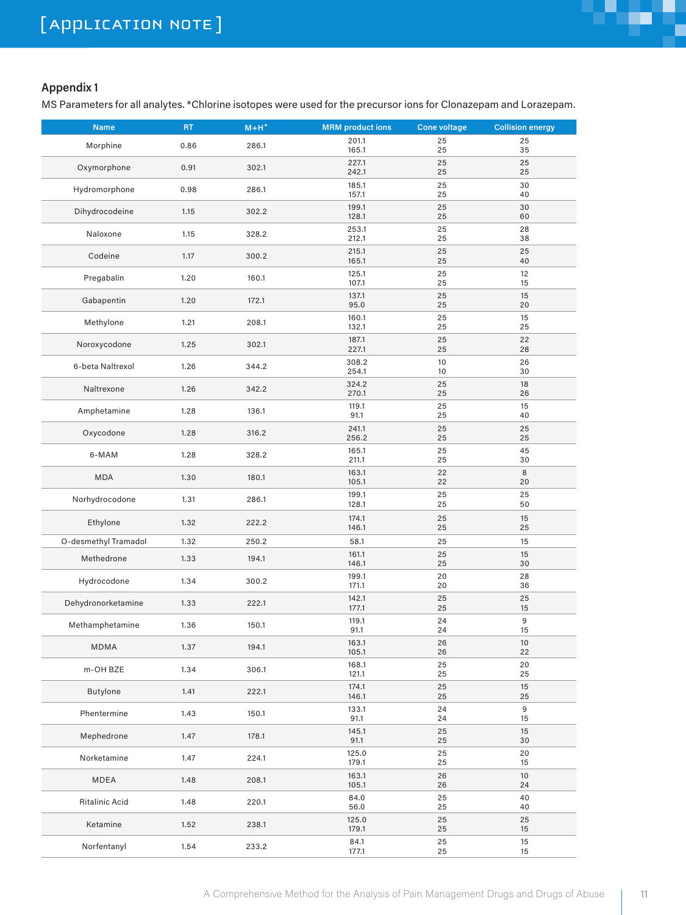## Appendix 1

MS Parameters for all analytes. *Chlorine isotopes were used for the precursor ions for Clonazepam and Lorazepam.

| Name | RT | $M+H^+$ | MRM product ions | Cone voltage | Collision energy |
|---|---|---|---|---|---|
| Morphine | 0.86 | 286.1 | 201.1<br>165.1 | 25<br>25 | 25<br>35 |
| Oxymorphone | 0.91 | 302.1 | 227.1<br>242.1 | 25<br>25 | 25<br>25 |
| Hydromorphone | 0.98 | 286.1 | 185.1<br>157.1 | 25<br>25 | 30<br>40 |
| Dihydrocodeine | 1.15 | 302.2 | 199.1<br>128.1 | 25<br>25 | 30<br>60 |
| Naloxone | 1.15 | 328.2 | 253.1<br>212.1 | 25<br>25 | 28<br>38 |
| Codeine | 1.17 | 300.2 | 215.1<br>165.1 | 25<br>25 | 25<br>40 |
| Pregabalin | 1.20 | 160.1 | 125.1<br>107.1 | 25<br>25 | 12<br>15 |
| Gabapentin | 1.20 | 172.1 | 137.1<br>95.0 | 25<br>25 | 15<br>20 |
| Methylone | 1.21 | 208.1 | 160.1<br>132.1 | 25<br>25 | 15<br>25 |
| Noroxycodone | 1.25 | 302.1 | 187.1<br>227.1 | 25<br>25 | 22<br>28 |
| 6-beta Naltrexol | 1.26 | 344.2 | 308.2<br>254.1 | 10<br>10 | 26<br>30 |
| Naltrexone | 1.26 | 342.2 | 324.2<br>270.1 | 25<br>25 | 18<br>26 |
| Amphetamine | 1.28 | 136.1 | 119.1<br>91.1 | 25<br>25 | 15<br>40 |
| Oxycodone | 1.28 | 316.2 | 241.1<br>256.2 | 25<br>25 | 25<br>25 |
| 6-MAM | 1.28 | 328.2 | 165.1<br>211.1 | 25<br>25 | 45<br>30 |
| MDA | 1.30 | 180.1 | 163.1<br>105.1 | 22<br>22 | 8<br>20 |
| Norhydrocodone | 1.31 | 286.1 | 199.1<br>128.1 | 25<br>25 | 25<br>50 |
| Ethylone | 1.32 | 222.2 | 174.1<br>146.1 | 25<br>25 | 15<br>25 |
| O-desmethyl Tramadol | 1.32 | 250.2 | 58.1 | 25 | 15 |
| Methedrone | 1.33 | 194.1 | 161.1<br>146.1 | 25<br>25 | 15<br>30 |
| Hydrocodone | 1.34 | 300.2 | 199.1<br>171.1 | 20<br>20 | 28<br>36 |
| Dehydronorketamine | 1.33 | 222.1 | 142.1<br>177.1 | 25<br>25 | 25<br>15 |
| Methamphetamine | 1.36 | 150.1 | 119.1<br>91.1 | 24<br>24 | 9<br>15 |
| MDMA | 1.37 | 194.1 | 163.1<br>105.1 | 26<br>26 | 10<br>22 |
| m-OH BZE | 1.34 | 306.1 | 168.1<br>121.1 | 25<br>25 | 20<br>25 |
| Butylone | 1.41 | 222.1 | 174.1<br>146.1 | 25<br>25 | 15<br>25 |
| Phentermine | 1.43 | 150.1 | 133.1<br>91.1 | 24<br>24 | 9<br>15 |
| Mephedrone | 1.47 | 178.1 | 145.1<br>91.1 | 25<br>25 | 15<br>30 |
| Norketamine | 1.47 | 224.1 | 125.0<br>179.1 | 25<br>25 | 20<br>15 |
| MDEA | 1.48 | 208.1 | 163.1<br>105.1 | 26<br>26 | 10<br>24 |
| Ritalinic Acid | 1.48 | 220.1 | 84.0<br>56.0 | 25<br>25 | 40<br>40 |
| Ketamine | 1.52 | 238.1 | 125.0<br>179.1 | 25<br>25 | 25<br>15 |
| Norfentanyl | 1.54 | 233.2 | 84.1<br>177.1 | 25<br>25 | 15<br>15 |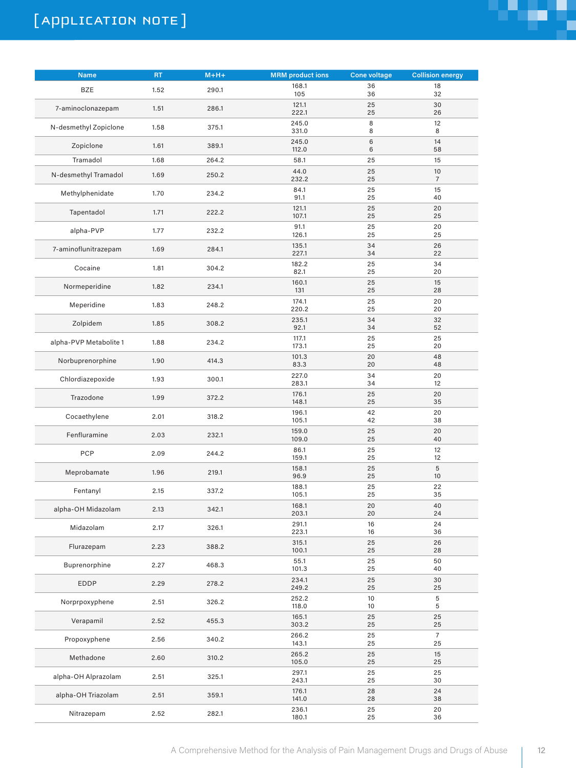| Name | RT | M+H+ | MRM product ions | Cone voltage | Collision energy |
|---|---|---|---|---|---|
| BZE | 1.52 | 290.1 | 168.1<br>105 | 36<br>36 | 18<br>32 |
| 7-aminoclonazepam | 1.51 | 286.1 | 121.1<br>222.1 | 25<br>25 | 30<br>26 |
| N-desmethyl Zopiclone | 1.58 | 375.1 | 245.0<br>331.0 | 8<br>8 | 12<br>8 |
| Zopiclone | 1.61 | 389.1 | 245.0<br>112.0 | 6<br>6 | 14<br>58 |
| Tramadol | 1.68 | 264.2 | 58.1 | 25 | 15 |
| N-desmethyl Tramadol | 1.69 | 250.2 | 44.0<br>232.2 | 25<br>25 | 10<br>7 |
| Methylphenidate | 1.70 | 234.2 | 84.1<br>91.1 | 25<br>25 | 15<br>40 |
| Tapentadol | 1.71 | 222.2 | 121.1<br>107.1 | 25<br>25 | 20<br>25 |
| alpha-PVP | 1.77 | 232.2 | 91.1<br>126.1 | 25<br>25 | 20<br>25 |
| 7-aminoflunitrazepam | 1.69 | 284.1 | 135.1<br>227.1 | 34<br>34 | 26<br>22 |
| Cocaine | 1.81 | 304.2 | 182.2<br>82.1 | 25<br>25 | 34<br>20 |
| Normeperidine | 1.82 | 234.1 | 160.1<br>131 | 25<br>25 | 15<br>28 |
| Meperidine | 1.83 | 248.2 | 174.1<br>220.2 | 25<br>25 | 20<br>20 |
| Zolpidem | 1.85 | 308.2 | 235.1<br>92.1 | 34<br>34 | 32<br>52 |
| alpha-PVP Metabolite 1 | 1.88 | 234.2 | 117.1<br>173.1 | 25<br>25 | 25<br>20 |
| Norbuprenorphine | 1.90 | 414.3 | 101.3<br>83.3 | 20<br>20 | 48<br>48 |
| Chlordiazepoxide | 1.93 | 300.1 | 227.0<br>283.1 | 34<br>34 | 20<br>12 |
| Trazodone | 1.99 | 372.2 | 176.1<br>148.1 | 25<br>25 | 20<br>35 |
| Cocaethylene | 2.01 | 318.2 | 196.1<br>105.1 | 42<br>42 | 20<br>38 |
| Fenfluramine | 2.03 | 232.1 | 159.0<br>109.0 | 25<br>25 | 20<br>40 |
| PCP | 2.09 | 244.2 | 86.1<br>159.1 | 25<br>25 | 12<br>12 |
| Meprobamate | 1.96 | 219.1 | 158.1<br>96.9 | 25<br>25 | 5<br>10 |
| Fentanyl | 2.15 | 337.2 | 188.1<br>105.1 | 25<br>25 | 22<br>35 |
| alpha-OH Midazolam | 2.13 | 342.1 | 168.1<br>203.1 | 20<br>20 | 40<br>24 |
| Midazolam | 2.17 | 326.1 | 291.1<br>223.1 | 16<br>16 | 24<br>36 |
| Flurazepam | 2.23 | 388.2 | 315.1<br>100.1 | 25<br>25 | 26<br>28 |
| Buprenorphine | 2.27 | 468.3 | 55.1<br>101.3 | 25<br>25 | 50<br>40 |
| EDDP | 2.29 | 278.2 | 234.1<br>249.2 | 25<br>25 | 30<br>25 |
| Norprpoxyphene | 2.51 | 326.2 | 252.2<br>118.0 | 10<br>10 | 5<br>5 |
| Verapamil | 2.52 | 455.3 | 165.1<br>303.2 | 25<br>25 | 25<br>25 |
| Propoxyphene | 2.56 | 340.2 | 266.2<br>143.1 | 25<br>25 | 7<br>25 |
| Methadone | 2.60 | 310.2 | 265.2<br>105.0 | 25<br>25 | 15<br>25 |
| alpha-OH Alprazolam | 2.51 | 325.1 | 297.1<br>243.1 | 25<br>25 | 25<br>30 |
| alpha-OH Triazolam | 2.51 | 359.1 | 176.1<br>141.0 | 28<br>28 | 24<br>38 |
| Nitrazepam | 2.52 | 282.1 | 236.1<br>180.1 | 25<br>25 | 20<br>36 |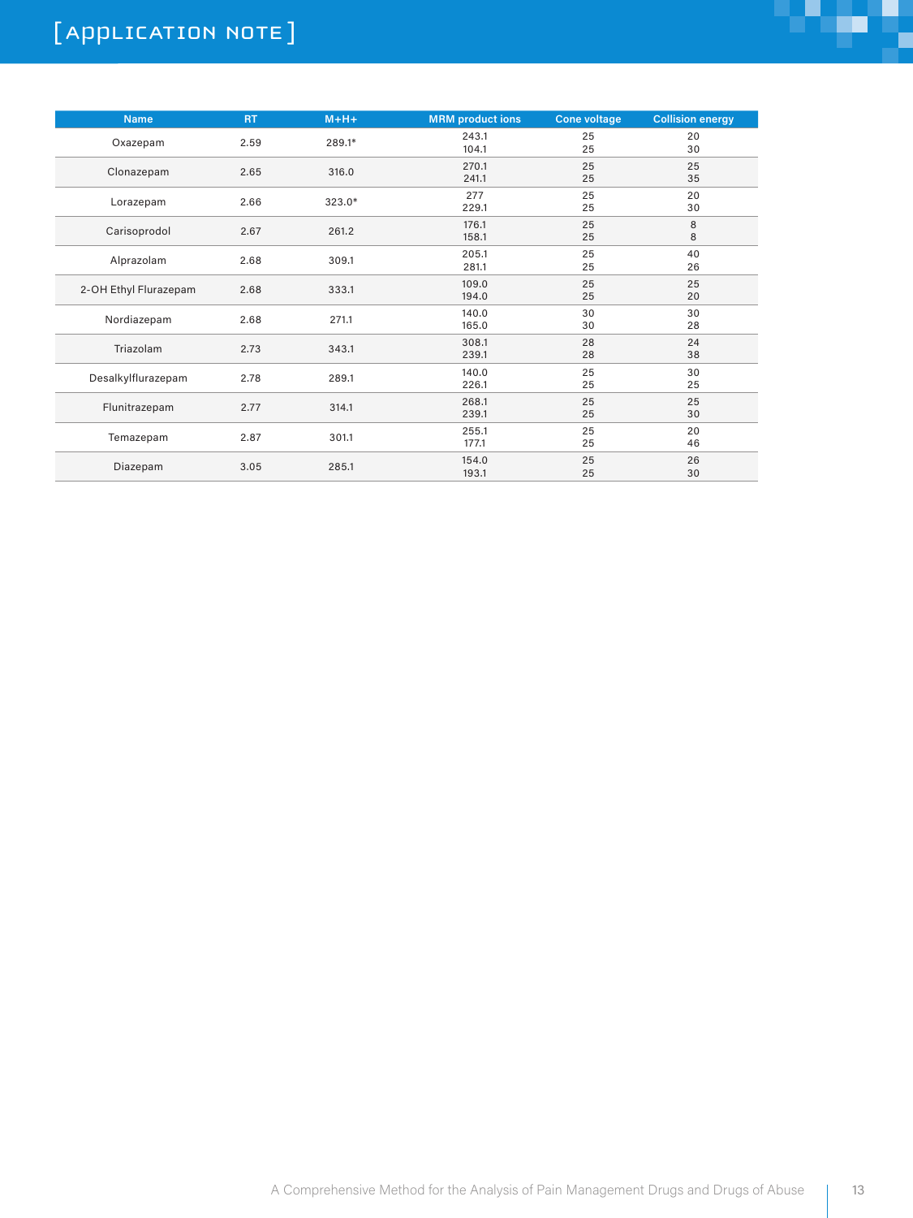| Name | RT | M+H+ | MRM product ions | Cone voltage | Collision energy |
|---|---|---|---|---|---|
| Oxazepam | 2.59 | 289.1* | 243.1<br>104.1 | 25<br>25 | 20<br>30 |
| Clonazepam | 2.65 | 316.0 | 270.1<br>241.1 | 25<br>25 | 25<br>35 |
| Lorazepam | 2.66 | 323.0* | 277<br>229.1 | 25<br>25 | 20<br>30 |
| Carisoprodol | 2.67 | 261.2 | 176.1<br>158.1 | 25<br>25 | 8<br>8 |
| Alprazolam | 2.68 | 309.1 | 205.1<br>281.1 | 25<br>25 | 40<br>26 |
| 2-OH Ethyl Flurazepam | 2.68 | 333.1 | 109.0<br>194.0 | 25<br>25 | 25<br>20 |
| Nordiazepam | 2.68 | 271.1 | 140.0<br>165.0 | 30<br>30 | 30<br>28 |
| Triazolam | 2.73 | 343.1 | 308.1<br>239.1 | 28<br>28 | 24<br>38 |
| Desalkylflurazepam | 2.78 | 289.1 | 140.0<br>226.1 | 25<br>25 | 30<br>25 |
| Flunitrazepam | 2.77 | 314.1 | 268.1<br>239.1 | 25<br>25 | 25<br>30 |
| Temazepam | 2.87 | 301.1 | 255.1<br>177.1 | 25<br>25 | 20<br>46 |
| Diazepam | 3.05 | 285.1 | 154.0<br>193.1 | 25<br>25 | 26<br>30 |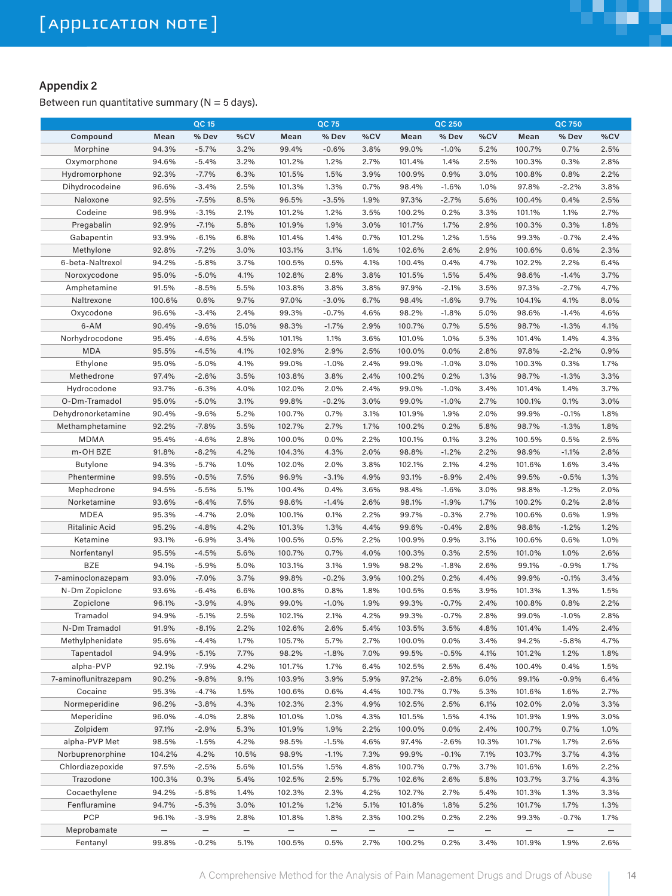## Appendix 2

Between run quantitative summary (N = 5 days).

| | QC 15 | | | QC 75 | | | QC 250 | | | QC 750 | | |
|---|---|---|---|---|---|---|---|---|---|---|---|---|
| Compound | Mean | % Dev | %CV | Mean | % Dev | %CV | Mean | % Dev | %CV | Mean | % Dev | %CV |
| Morphine | 94.3% | -5.7% | 3.2% | 99.4% | -0.6% | 3.8% | 99.0% | -1.0% | 5.2% | 100.7% | 0.7% | 2.5% |
| Oxymorphone | 94.6% | -5.4% | 3.2% | 101.2% | 1.2% | 2.7% | 101.4% | 1.4% | 2.5% | 100.3% | 0.3% | 2.8% |
| Hydromorphone | 92.3% | -7.7% | 6.3% | 101.5% | 1.5% | 3.9% | 100.9% | 0.9% | 3.0% | 100.8% | 0.8% | 2.2% |
| Dihydrocodeine | 96.6% | -3.4% | 2.5% | 101.3% | 1.3% | 0.7% | 98.4% | -1.6% | 1.0% | 97.8% | -2.2% | 3.8% |
| Naloxone | 92.5% | -7.5% | 8.5% | 96.5% | -3.5% | 1.9% | 97.3% | -2.7% | 5.6% | 100.4% | 0.4% | 2.5% |
| Codeine | 96.9% | -3.1% | 2.1% | 101.2% | 1.2% | 3.5% | 100.2% | 0.2% | 3.3% | 101.1% | 1.1% | 2.7% |
| Pregabalin | 92.9% | -7.1% | 5.8% | 101.9% | 1.9% | 3.0% | 101.7% | 1.7% | 2.9% | 100.3% | 0.3% | 1.8% |
| Gabapentin | 93.9% | -6.1% | 6.8% | 101.4% | 1.4% | 0.7% | 101.2% | 1.2% | 1.5% | 99.3% | -0.7% | 2.4% |
| Methylone | 92.8% | -7.2% | 3.0% | 103.1% | 3.1% | 1.6% | 102.6% | 2.6% | 2.9% | 100.6% | 0.6% | 2.3% |
| 6-beta-Naltrexol | 94.2% | -5.8% | 3.7% | 100.5% | 0.5% | 4.1% | 100.4% | 0.4% | 4.7% | 102.2% | 2.2% | 6.4% |
| Noroxycodone | 95.0% | -5.0% | 4.1% | 102.8% | 2.8% | 3.8% | 101.5% | 1.5% | 5.4% | 98.6% | -1.4% | 3.7% |
| Amphetamine | 91.5% | -8.5% | 5.5% | 103.8% | 3.8% | 3.8% | 97.9% | -2.1% | 3.5% | 97.3% | -2.7% | 4.7% |
| Naltrexone | 100.6% | 0.6% | 9.7% | 97.0% | -3.0% | 6.7% | 98.4% | -1.6% | 9.7% | 104.1% | 4.1% | 8.0% |
| Oxycodone | 96.6% | -3.4% | 2.4% | 99.3% | -0.7% | 4.6% | 98.2% | -1.8% | 5.0% | 98.6% | -1.4% | 4.6% |
| 6-AM | 90.4% | -9.6% | 15.0% | 98.3% | -1.7% | 2.9% | 100.7% | 0.7% | 5.5% | 98.7% | -1.3% | 4.1% |
| Norhydrocodone | 95.4% | -4.6% | 4.5% | 101.1% | 1.1% | 3.6% | 101.0% | 1.0% | 5.3% | 101.4% | 1.4% | 4.3% |
| MDA | 95.5% | -4.5% | 4.1% | 102.9% | 2.9% | 2.5% | 100.0% | 0.0% | 2.8% | 97.8% | -2.2% | 0.9% |
| Ethylone | 95.0% | -5.0% | 4.1% | 99.0% | -1.0% | 2.4% | 99.0% | -1.0% | 3.0% | 100.3% | 0.3% | 1.7% |
| Methedrone | 97.4% | -2.6% | 3.5% | 103.8% | 3.8% | 2.4% | 100.2% | 0.2% | 1.3% | 98.7% | -1.3% | 3.3% |
| Hydrocodone | 93.7% | -6.3% | 4.0% | 102.0% | 2.0% | 2.4% | 99.0% | -1.0% | 3.4% | 101.4% | 1.4% | 3.7% |
| O-Dm-Tramadol | 95.0% | -5.0% | 3.1% | 99.8% | -0.2% | 3.0% | 99.0% | -1.0% | 2.7% | 100.1% | 0.1% | 3.0% |
| Dehydronorketamine | 90.4% | -9.6% | 5.2% | 100.7% | 0.7% | 3.1% | 101.9% | 1.9% | 2.0% | 99.9% | -0.1% | 1.8% |
| Methamphetamine | 92.2% | -7.8% | 3.5% | 102.7% | 2.7% | 1.7% | 100.2% | 0.2% | 5.8% | 98.7% | -1.3% | 1.8% |
| MDMA | 95.4% | -4.6% | 2.8% | 100.0% | 0.0% | 2.2% | 100.1% | 0.1% | 3.2% | 100.5% | 0.5% | 2.5% |
| m-OH BZE | 91.8% | -8.2% | 4.2% | 104.3% | 4.3% | 2.0% | 98.8% | -1.2% | 2.2% | 98.9% | -1.1% | 2.8% |
| Butylone | 94.3% | -5.7% | 1.0% | 102.0% | 2.0% | 3.8% | 102.1% | 2.1% | 4.2% | 101.6% | 1.6% | 3.4% |
| Phentermine | 99.5% | -0.5% | 7.5% | 96.9% | -3.1% | 4.9% | 93.1% | -6.9% | 2.4% | 99.5% | -0.5% | 1.3% |
| Mephedrone | 94.5% | -5.5% | 5.1% | 100.4% | 0.4% | 3.6% | 98.4% | -1.6% | 3.0% | 98.8% | -1.2% | 2.0% |
| Norketamine | 93.6% | -6.4% | 7.5% | 98.6% | -1.4% | 2.6% | 98.1% | -1.9% | 1.7% | 100.2% | 0.2% | 2.8% |
| MDEA | 95.3% | -4.7% | 2.0% | 100.1% | 0.1% | 2.2% | 99.7% | -0.3% | 2.7% | 100.6% | 0.6% | 1.9% |
| Ritalinic Acid | 95.2% | -4.8% | 4.2% | 101.3% | 1.3% | 4.4% | 99.6% | -0.4% | 2.8% | 98.8% | -1.2% | 1.2% |
| Ketamine | 93.1% | -6.9% | 3.4% | 100.5% | 0.5% | 2.2% | 100.9% | 0.9% | 3.1% | 100.6% | 0.6% | 1.0% |
| Norfentanyl | 95.5% | -4.5% | 5.6% | 100.7% | 0.7% | 4.0% | 100.3% | 0.3% | 2.5% | 101.0% | 1.0% | 2.6% |
| BZE | 94.1% | -5.9% | 5.0% | 103.1% | 3.1% | 1.9% | 98.2% | -1.8% | 2.6% | 99.1% | -0.9% | 1.7% |
| 7-aminoclonazepam | 93.0% | -7.0% | 3.7% | 99.8% | -0.2% | 3.9% | 100.2% | 0.2% | 4.4% | 99.9% | -0.1% | 3.4% |
| N-Dm Zopiclone | 93.6% | -6.4% | 6.6% | 100.8% | 0.8% | 1.8% | 100.5% | 0.5% | 3.9% | 101.3% | 1.3% | 1.5% |
| Zopiclone | 96.1% | -3.9% | 4.9% | 99.0% | -1.0% | 1.9% | 99.3% | -0.7% | 2.4% | 100.8% | 0.8% | 2.2% |
| Tramadol | 94.9% | -5.1% | 2.5% | 102.1% | 2.1% | 4.2% | 99.3% | -0.7% | 2.8% | 99.0% | -1.0% | 2.8% |
| N-Dm Tramadol | 91.9% | -8.1% | 2.2% | 102.6% | 2.6% | 5.4% | 103.5% | 3.5% | 4.8% | 101.4% | 1.4% | 2.4% |
| Methylphenidate | 95.6% | -4.4% | 1.7% | 105.7% | 5.7% | 2.7% | 100.0% | 0.0% | 3.4% | 94.2% | -5.8% | 4.7% |
| Tapentadol | 94.9% | -5.1% | 7.7% | 98.2% | -1.8% | 7.0% | 99.5% | -0.5% | 4.1% | 101.2% | 1.2% | 1.8% |
| alpha-PVP | 92.1% | -7.9% | 4.2% | 101.7% | 1.7% | 6.4% | 102.5% | 2.5% | 6.4% | 100.4% | 0.4% | 1.5% |
| 7-aminoflunitrazepam | 90.2% | -9.8% | 9.1% | 103.9% | 3.9% | 5.9% | 97.2% | -2.8% | 6.0% | 99.1% | -0.9% | 6.4% |
| Cocaine | 95.3% | -4.7% | 1.5% | 100.6% | 0.6% | 4.4% | 100.7% | 0.7% | 5.3% | 101.6% | 1.6% | 2.7% |
| Normeperidine | 96.2% | -3.8% | 4.3% | 102.3% | 2.3% | 4.9% | 102.5% | 2.5% | 6.1% | 102.0% | 2.0% | 3.3% |
| Meperidine | 96.0% | -4.0% | 2.8% | 101.0% | 1.0% | 4.3% | 101.5% | 1.5% | 4.1% | 101.9% | 1.9% | 3.0% |
| Zolpidem | 97.1% | -2.9% | 5.3% | 101.9% | 1.9% | 2.2% | 100.0% | 0.0% | 2.4% | 100.7% | 0.7% | 1.0% |
| alpha-PVP Met | 98.5% | -1.5% | 4.2% | 98.5% | -1.5% | 4.6% | 97.4% | -2.6% | 10.3% | 101.7% | 1.7% | 2.6% |
| Norbuprenorphine | 104.2% | 4.2% | 10.5% | 98.9% | -1.1% | 7.3% | 99.9% | -0.1% | 7.1% | 103.7% | 3.7% | 4.3% |
| Chlordiazepoxide | 97.5% | -2.5% | 5.6% | 101.5% | 1.5% | 4.8% | 100.7% | 0.7% | 3.7% | 101.6% | 1.6% | 2.2% |
| Trazodone | 100.3% | 0.3% | 5.4% | 102.5% | 2.5% | 5.7% | 102.6% | 2.6% | 5.8% | 103.7% | 3.7% | 4.3% |
| Cocaethylene | 94.2% | -5.8% | 1.4% | 102.3% | 2.3% | 4.2% | 102.7% | 2.7% | 5.4% | 101.3% | 1.3% | 3.3% |
| Fenfluramine | 94.7% | -5.3% | 3.0% | 101.2% | 1.2% | 5.1% | 101.8% | 1.8% | 5.2% | 101.7% | 1.7% | 1.3% |
| PCP | 96.1% | -3.9% | 2.8% | 101.8% | 1.8% | 2.3% | 100.2% | 0.2% | 2.2% | 99.3% | -0.7% | 1.7% |
| Meprobamate | — | — | — | — | — | — | — | — | — | — | — | — |
| Fentanyl | 99.8% | -0.2% | 5.1% | 100.5% | 0.5% | 2.7% | 100.2% | 0.2% | 3.4% | 101.9% | 1.9% | 2.6% |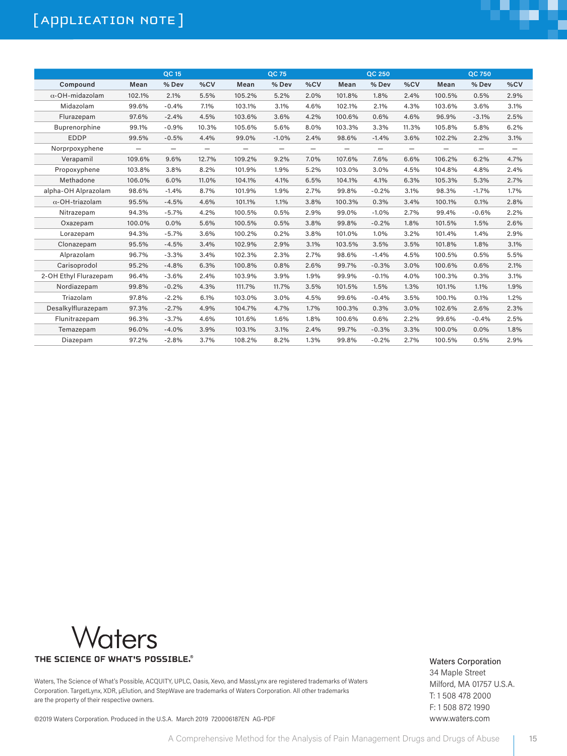| | QC 15 | | | QC 75 | | | QC 250 | | | QC 750 | | |
|---|---|---|---|---|---|---|---|---|---|---|---|---|
| Compound | Mean | % Dev | %CV | Mean | % Dev | %CV | Mean | % Dev | %CV | Mean | % Dev | %CV |
| α-OH-midazolam | 102.1% | 2.1% | 5.5% | 105.2% | 5.2% | 2.0% | 101.8% | 1.8% | 2.4% | 100.5% | 0.5% | 2.9% |
| Midazolam | 99.6% | -0.4% | 7.1% | 103.1% | 3.1% | 4.6% | 102.1% | 2.1% | 4.3% | 103.6% | 3.6% | 3.1% |
| Flurazepam | 97.6% | -2.4% | 4.5% | 103.6% | 3.6% | 4.2% | 100.6% | 0.6% | 4.6% | 96.9% | -3.1% | 2.5% |
| Buprenorphine | 99.1% | -0.9% | 10.3% | 105.6% | 5.6% | 8.0% | 103.3% | 3.3% | 11.3% | 105.8% | 5.8% | 6.2% |
| EDDP | 99.5% | -0.5% | 4.4% | 99.0% | -1.0% | 2.4% | 98.6% | -1.4% | 3.6% | 102.2% | 2.2% | 3.1% |
| Norprpoxyphene | — | — | — | — | — | — | — | — | — | — | — | — |
| Verapamil | 109.6% | 9.6% | 12.7% | 109.2% | 9.2% | 7.0% | 107.6% | 7.6% | 6.6% | 106.2% | 6.2% | 4.7% |
| Propoxyphene | 103.8% | 3.8% | 8.2% | 101.9% | 1.9% | 5.2% | 103.0% | 3.0% | 4.5% | 104.8% | 4.8% | 2.4% |
| Methadone | 106.0% | 6.0% | 11.0% | 104.1% | 4.1% | 6.5% | 104.1% | 4.1% | 6.3% | 105.3% | 5.3% | 2.7% |
| alpha-OH Alprazolam | 98.6% | -1.4% | 8.7% | 101.9% | 1.9% | 2.7% | 99.8% | -0.2% | 3.1% | 98.3% | -1.7% | 1.7% |
| α-OH-triazolam | 95.5% | -4.5% | 4.6% | 101.1% | 1.1% | 3.8% | 100.3% | 0.3% | 3.4% | 100.1% | 0.1% | 2.8% |
| Nitrazepam | 94.3% | -5.7% | 4.2% | 100.5% | 0.5% | 2.9% | 99.0% | -1.0% | 2.7% | 99.4% | -0.6% | 2.2% |
| Oxazepam | 100.0% | 0.0% | 5.6% | 100.5% | 0.5% | 3.8% | 99.8% | -0.2% | 1.8% | 101.5% | 1.5% | 2.6% |
| Lorazepam | 94.3% | -5.7% | 3.6% | 100.2% | 0.2% | 3.8% | 101.0% | 1.0% | 3.2% | 101.4% | 1.4% | 2.9% |
| Clonazepam | 95.5% | -4.5% | 3.4% | 102.9% | 2.9% | 3.1% | 103.5% | 3.5% | 3.5% | 101.8% | 1.8% | 3.1% |
| Alprazolam | 96.7% | -3.3% | 3.4% | 102.3% | 2.3% | 2.7% | 98.6% | -1.4% | 4.5% | 100.5% | 0.5% | 5.5% |
| Carisoprodol | 95.2% | -4.8% | 6.3% | 100.8% | 0.8% | 2.6% | 99.7% | -0.3% | 3.0% | 100.6% | 0.6% | 2.1% |
| 2-OH Ethyl Flurazepam | 96.4% | -3.6% | 2.4% | 103.9% | 3.9% | 1.9% | 99.9% | -0.1% | 4.0% | 100.3% | 0.3% | 3.1% |
| Nordiazepam | 99.8% | -0.2% | 4.3% | 111.7% | 11.7% | 3.5% | 101.5% | 1.5% | 1.3% | 101.1% | 1.1% | 1.9% |
| Triazolam | 97.8% | -2.2% | 6.1% | 103.0% | 3.0% | 4.5% | 99.6% | -0.4% | 3.5% | 100.1% | 0.1% | 1.2% |
| Desalkylflurazepam | 97.3% | -2.7% | 4.9% | 104.7% | 4.7% | 1.7% | 100.3% | 0.3% | 3.0% | 102.6% | 2.6% | 2.3% |
| Flunitrazepam | 96.3% | -3.7% | 4.6% | 101.6% | 1.6% | 1.8% | 100.6% | 0.6% | 2.2% | 99.6% | -0.4% | 2.5% |
| Temazepam | 96.0% | -4.0% | 3.9% | 103.1% | 3.1% | 2.4% | 99.7% | -0.3% | 3.3% | 100.0% | 0.0% | 1.8% |
| Diazepam | 97.2% | -2.8% | 3.7% | 108.2% | 8.2% | 1.3% | 99.8% | -0.2% | 2.7% | 100.5% | 0.5% | 2.9% |

Waters

THE SCIENCE OF WHAT'S POSSIBLE.®

Waters, The Science of What's Possible, ACQUITY, UPLC, Oasis, Xevo, and MassLynx are registered trademarks of Waters Corporation. TargetLynx, XDR, µElution, and StepWave are trademarks of Waters Corporation. All other trademarks are the property of their respective owners.

©2019 Waters Corporation. Produced in the U.S.A. March 2019 720006187EN AG-PDF

Waters Corporation
34 Maple Street
Milford, MA 01757 U.S.A.
T: 1 508 478 2000
F: 1 508 872 1990
www.waters.com